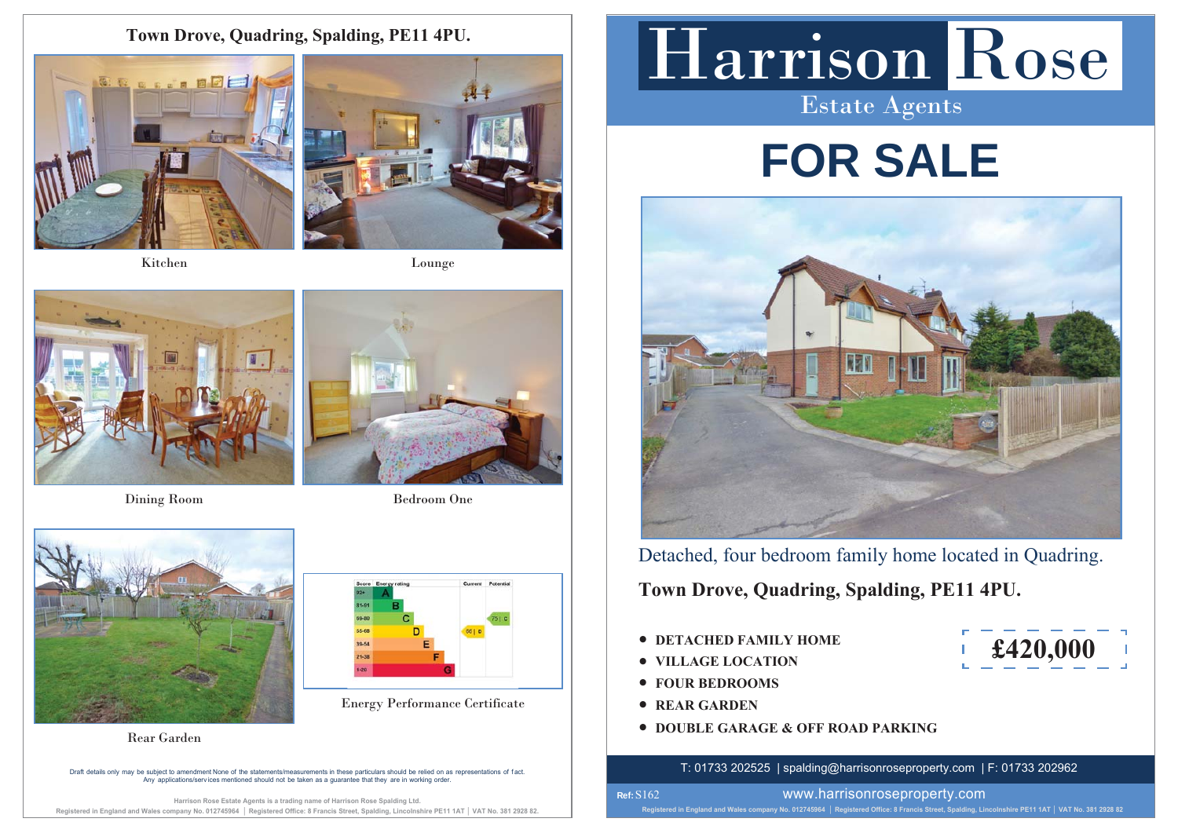## Town Drove, Quadring, Spalding, PE11 4PU.

Kitchen

Lounge

Dining Room

Bedroom One

Rear Garden

Energy Performance Certificate

Draft details only may be subject to amendment None of the statements/measurements in these particulars should be relied on as representations of fact. Any applications/services mentioned should not be taken as a guarantee that they are in working order.

Harrison Rose Estate Agents is a trading name of Harrison Rose Spalding Ltd.
Registered in England and Wales company No. 012745964 | Registered Office: 8 Francis Street, Spalding, Lincolnshire PE11 1AT | VAT No. 381 2928 82.

# Harrison Rose

Estate Agents

# FOR SALE

Detached, four bedroom family home located in Quadring.

**Town Drove, Quadring, Spalding, PE11 4PU.**

- **DETACHED FAMILY HOME**
- **VILLAGE LOCATION**
- **FOUR BEDROOMS**
- **REAR GARDEN**
- **DOUBLE GARAGE & OFF ROAD PARKING**

**£420,000**

T: 01733 202525 | spalding@harrisonroseproperty.com | F: 01733 202962

**Ref:** S162 www.harrisonroseproperty.com

Registered in England and Wales company No. 012745964 | Registered Office: 8 Francis Street, Spalding, Lincolnshire PE11 1AT | VAT No. 381 2928 82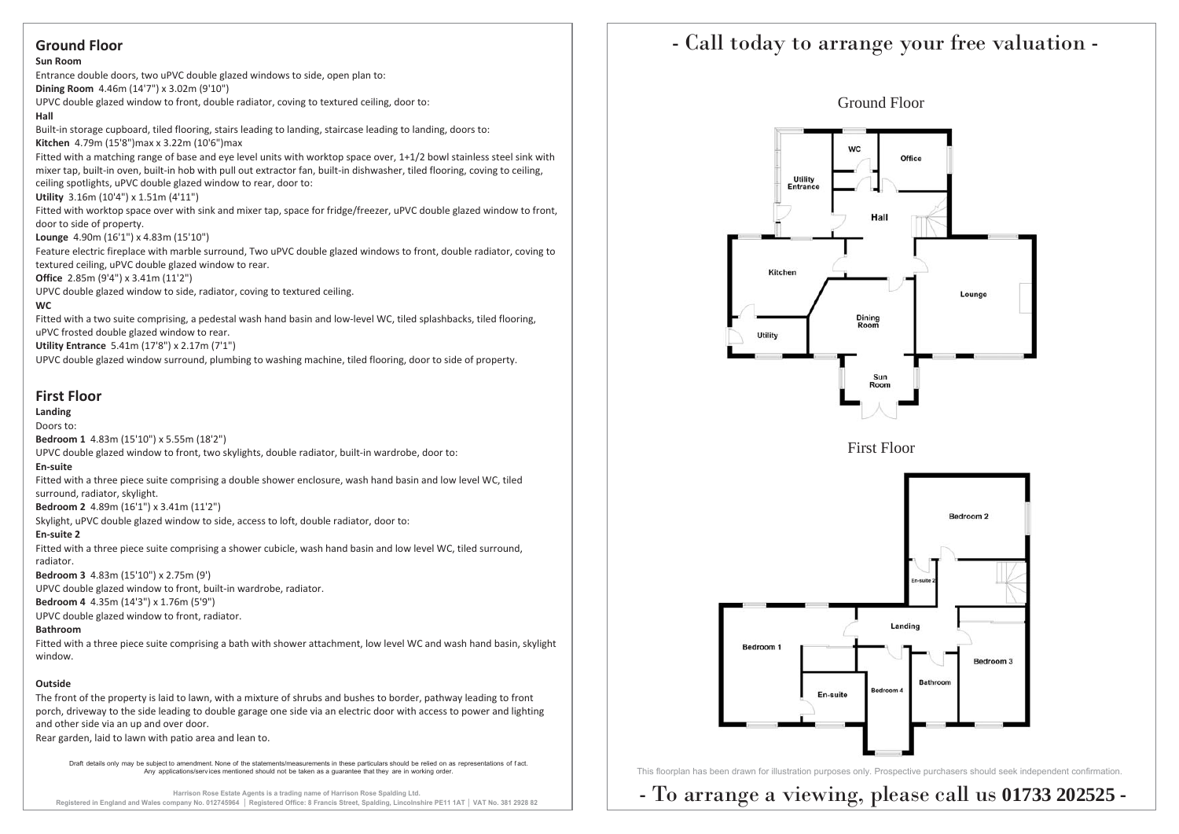## Ground Floor

**Sun Room**

Entrance double doors, two uPVC double glazed windows to side, open plan to:

**Dining Room** 4.46m (14'7") x 3.02m (9'10")

UPVC double glazed window to front, double radiator, coving to textured ceiling, door to:

**Hall**

Built-in storage cupboard, tiled flooring, stairs leading to landing, staircase leading to landing, doors to:

**Kitchen** 4.79m (15'8")max x 3.22m (10'6")max

Fitted with a matching range of base and eye level units with worktop space over, 1+1/2 bowl stainless steel sink with mixer tap, built-in oven, built-in hob with pull out extractor fan, built-in dishwasher, tiled flooring, coving to ceiling, ceiling spotlights, uPVC double glazed window to rear, door to:

**Utility** 3.16m (10'4") x 1.51m (4'11")

Fitted with worktop space over with sink and mixer tap, space for fridge/freezer, uPVC double glazed window to front, door to side of property.

**Lounge** 4.90m (16'1") x 4.83m (15'10")

Feature electric fireplace with marble surround, Two uPVC double glazed windows to front, double radiator, coving to textured ceiling, uPVC double glazed window to rear.

**Office** 2.85m (9'4") x 3.41m (11'2")

UPVC double glazed window to side, radiator, coving to textured ceiling.

**WC**

Fitted with a two suite comprising, a pedestal wash hand basin and low-level WC, tiled splashbacks, tiled flooring, uPVC frosted double glazed window to rear.

**Utility Entrance** 5.41m (17'8") x 2.17m (7'1")

UPVC double glazed window surround, plumbing to washing machine, tiled flooring, door to side of property.

## First Floor

**Landing**

Doors to:

**Bedroom 1** 4.83m (15'10") x 5.55m (18'2")

UPVC double glazed window to front, two skylights, double radiator, built-in wardrobe, door to:

**En-suite**

Fitted with a three piece suite comprising a double shower enclosure, wash hand basin and low level WC, tiled surround, radiator, skylight.

**Bedroom 2** 4.89m (16'1") x 3.41m (11'2")

Skylight, uPVC double glazed window to side, access to loft, double radiator, door to:

**En-suite 2**

Fitted with a three piece suite comprising a shower cubicle, wash hand basin and low level WC, tiled surround, radiator.

**Bedroom 3** 4.83m (15'10") x 2.75m (9')

UPVC double glazed window to front, built-in wardrobe, radiator.

**Bedroom 4** 4.35m (14'3") x 1.76m (5'9")

UPVC double glazed window to front, radiator.

**Bathroom**

Fitted with a three piece suite comprising a bath with shower attachment, low level WC and wash hand basin, skylight window.

**Outside**

The front of the property is laid to lawn, with a mixture of shrubs and bushes to border, pathway leading to front porch, driveway to the side leading to double garage one side via an electric door with access to power and lighting and other side via an up and over door.

Rear garden, laid to lawn with patio area and lean to.

Draft details only may be subject to amendment. None of the statements/measurements in these particulars should be relied on as representations of fact. Any applications/services mentioned should not be taken as a guarantee that they are in working order.

Harrison Rose Estate Agents is a trading name of Harrison Rose Spalding Ltd.
Registered in England and Wales company No. 012745964 | Registered Office: 8 Francis Street, Spalding, Lincolnshire PE11 1AT | VAT No. 381 2928 82

# - Call today to arrange your free valuation -

Ground Floor

Utility Entrance
WC
Office
Hall
Kitchen
Lounge
Utility
Dining Room
Sun Room

First Floor

Bedroom 2
En-suite 2
Landing
Bedroom 1
Bedroom 3
En-suite
Bedroom 4
Bathroom

This floorplan has been drawn for illustration purposes only. Prospective purchasers should seek independent confirmation.

# - To arrange a viewing, please call us **01733 202525** -